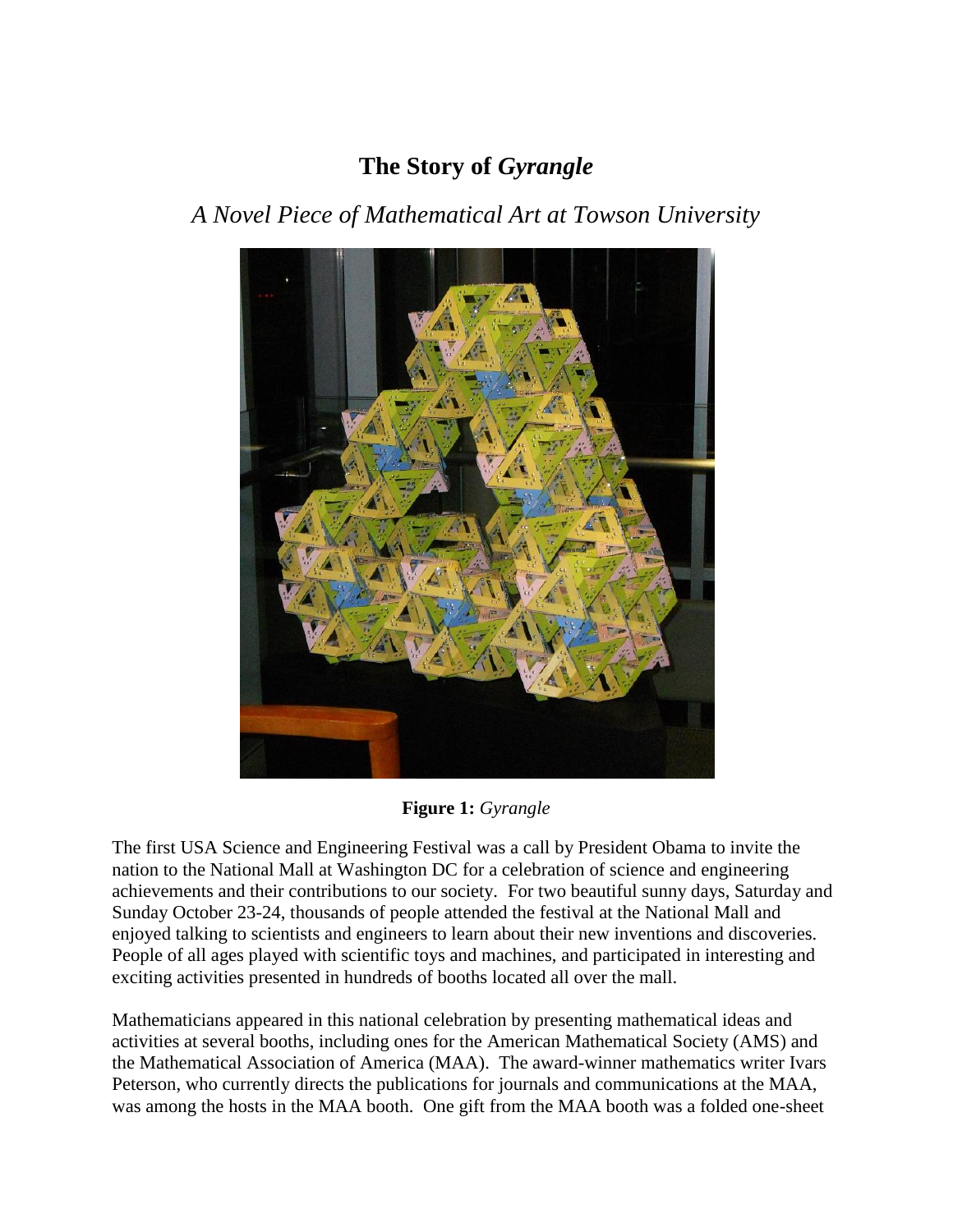# The Story of *Gyrangle*

## *A Novel Piece of Mathematical Art at Towson University*

**Figure 1:** *Gyrangle*

The first USA Science and Engineering Festival was a call by President Obama to invite the nation to the National Mall at Washington DC for a celebration of science and engineering achievements and their contributions to our society. For two beautiful sunny days, Saturday and Sunday October 23-24, thousands of people attended the festival at the National Mall and enjoyed talking to scientists and engineers to learn about their new inventions and discoveries. People of all ages played with scientific toys and machines, and participated in interesting and exciting activities presented in hundreds of booths located all over the mall.

Mathematicians appeared in this national celebration by presenting mathematical ideas and activities at several booths, including ones for the American Mathematical Society (AMS) and the Mathematical Association of America (MAA). The award-winner mathematics writer Ivars Peterson, who currently directs the publications for journals and communications at the MAA, was among the hosts in the MAA booth. One gift from the MAA booth was a folded one-sheet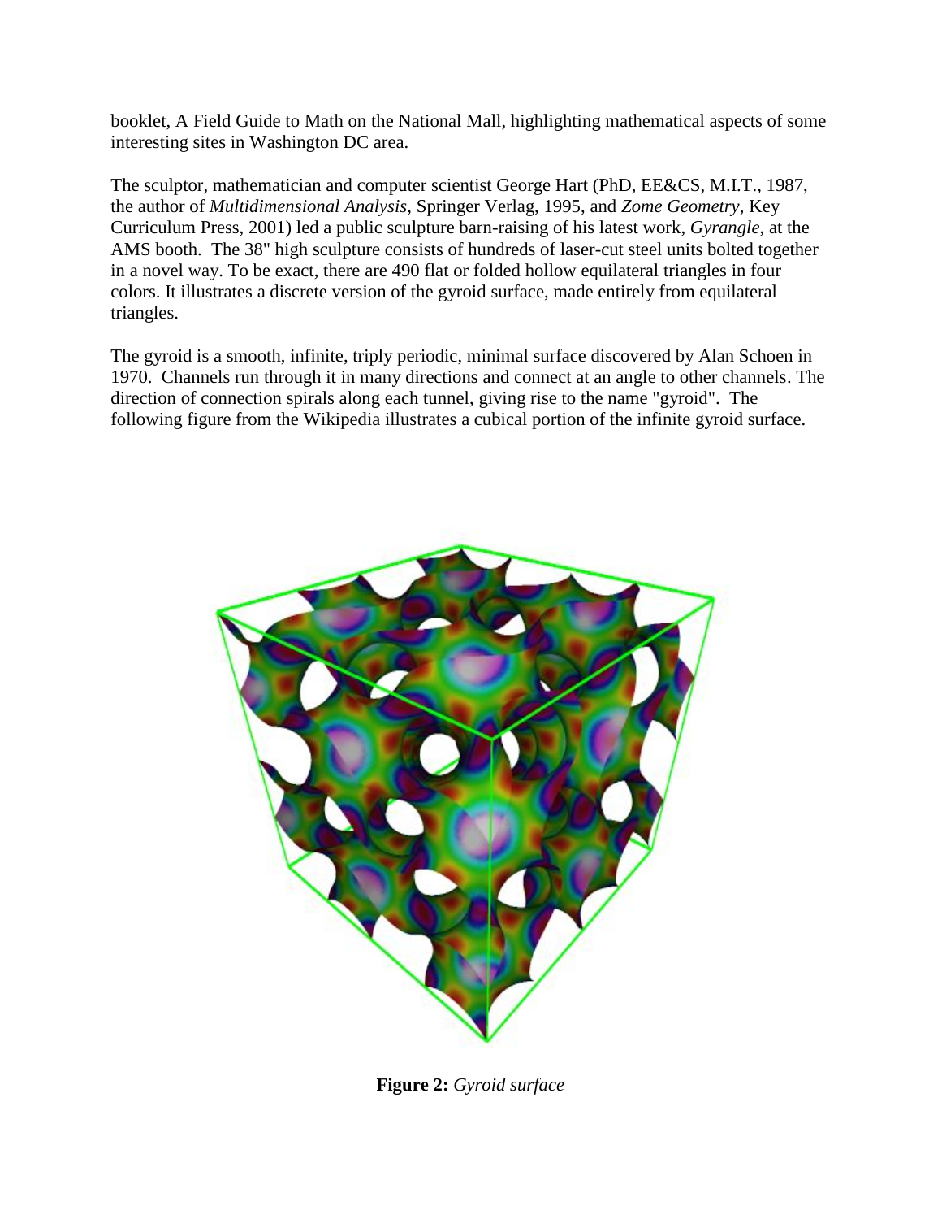booklet, A Field Guide to Math on the National Mall, highlighting mathematical aspects of some interesting sites in Washington DC area.

The sculptor, mathematician and computer scientist George Hart (PhD, EE&CS, M.I.T., 1987, the author of *Multidimensional Analysis*, Springer Verlag, 1995, and *Zome Geometry*, Key Curriculum Press, 2001) led a public sculpture barn-raising of his latest work, *Gyrangle*, at the AMS booth. The 38" high sculpture consists of hundreds of laser-cut steel units bolted together in a novel way. To be exact, there are 490 flat or folded hollow equilateral triangles in four colors. It illustrates a discrete version of the gyroid surface, made entirely from equilateral triangles.

The gyroid is a smooth, infinite, triply periodic, minimal surface discovered by Alan Schoen in 1970. Channels run through it in many directions and connect at an angle to other channels. The direction of connection spirals along each tunnel, giving rise to the name "gyroid". The following figure from the Wikipedia illustrates a cubical portion of the infinite gyroid surface.

**Figure 2:** *Gyroid surface*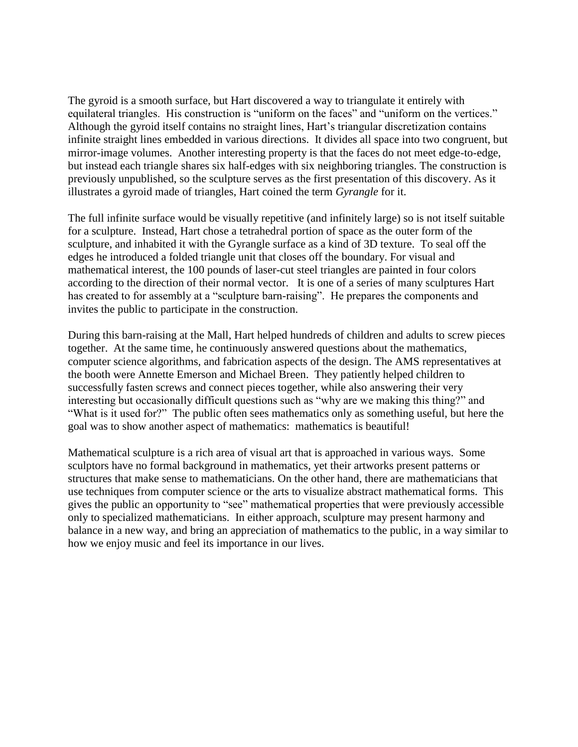The gyroid is a smooth surface, but Hart discovered a way to triangulate it entirely with equilateral triangles. His construction is "uniform on the faces" and "uniform on the vertices." Although the gyroid itself contains no straight lines, Hart's triangular discretization contains infinite straight lines embedded in various directions. It divides all space into two congruent, but mirror-image volumes. Another interesting property is that the faces do not meet edge-to-edge, but instead each triangle shares six half-edges with six neighboring triangles. The construction is previously unpublished, so the sculpture serves as the first presentation of this discovery. As it illustrates a gyroid made of triangles, Hart coined the term *Gyrangle* for it.

The full infinite surface would be visually repetitive (and infinitely large) so is not itself suitable for a sculpture. Instead, Hart chose a tetrahedral portion of space as the outer form of the sculpture, and inhabited it with the Gyrangle surface as a kind of 3D texture. To seal off the edges he introduced a folded triangle unit that closes off the boundary. For visual and mathematical interest, the 100 pounds of laser-cut steel triangles are painted in four colors according to the direction of their normal vector. It is one of a series of many sculptures Hart has created to for assembly at a "sculpture barn-raising". He prepares the components and invites the public to participate in the construction.

During this barn-raising at the Mall, Hart helped hundreds of children and adults to screw pieces together. At the same time, he continuously answered questions about the mathematics, computer science algorithms, and fabrication aspects of the design. The AMS representatives at the booth were Annette Emerson and Michael Breen. They patiently helped children to successfully fasten screws and connect pieces together, while also answering their very interesting but occasionally difficult questions such as "why are we making this thing?" and "What is it used for?" The public often sees mathematics only as something useful, but here the goal was to show another aspect of mathematics: mathematics is beautiful!

Mathematical sculpture is a rich area of visual art that is approached in various ways. Some sculptors have no formal background in mathematics, yet their artworks present patterns or structures that make sense to mathematicians. On the other hand, there are mathematicians that use techniques from computer science or the arts to visualize abstract mathematical forms. This gives the public an opportunity to "see" mathematical properties that were previously accessible only to specialized mathematicians. In either approach, sculpture may present harmony and balance in a new way, and bring an appreciation of mathematics to the public, in a way similar to how we enjoy music and feel its importance in our lives.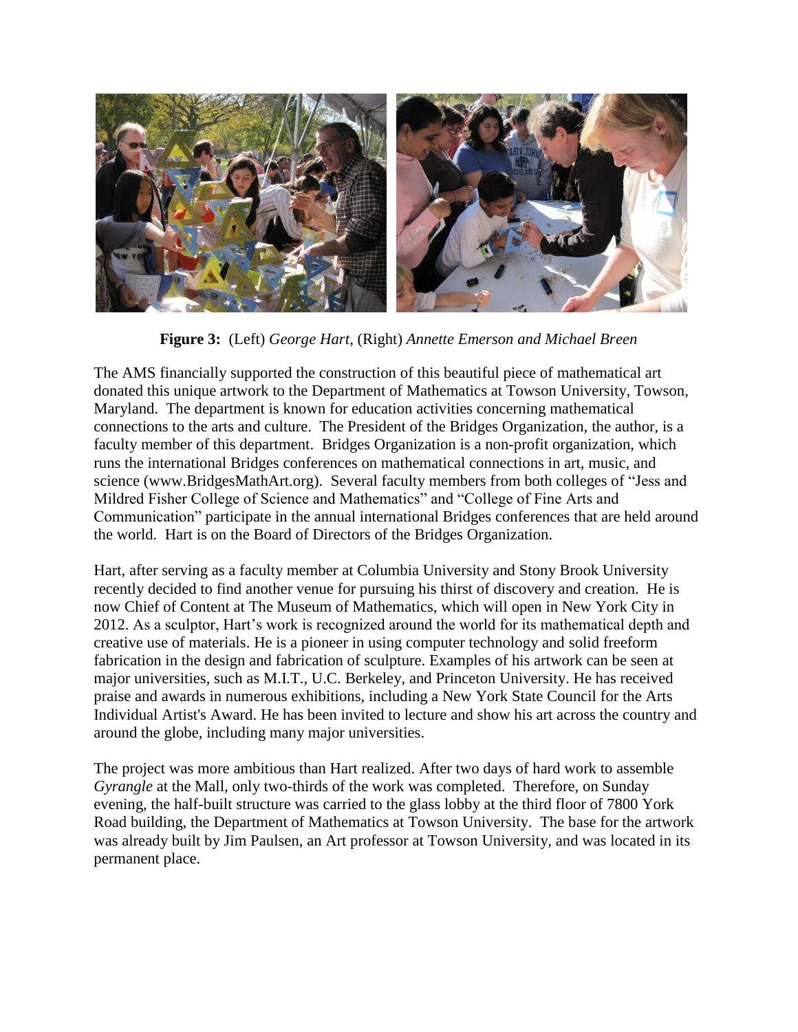**Figure 3:** (Left) *George Hart*, (Right) *Annette Emerson and Michael Breen*

The AMS financially supported the construction of this beautiful piece of mathematical art donated this unique artwork to the Department of Mathematics at Towson University, Towson, Maryland. The department is known for education activities concerning mathematical connections to the arts and culture. The President of the Bridges Organization, the author, is a faculty member of this department. Bridges Organization is a non-profit organization, which runs the international Bridges conferences on mathematical connections in art, music, and science (www.BridgesMathArt.org). Several faculty members from both colleges of "Jess and Mildred Fisher College of Science and Mathematics" and "College of Fine Arts and Communication" participate in the annual international Bridges conferences that are held around the world. Hart is on the Board of Directors of the Bridges Organization.

Hart, after serving as a faculty member at Columbia University and Stony Brook University recently decided to find another venue for pursuing his thirst of discovery and creation. He is now Chief of Content at The Museum of Mathematics, which will open in New York City in 2012. As a sculptor, Hart's work is recognized around the world for its mathematical depth and creative use of materials. He is a pioneer in using computer technology and solid freeform fabrication in the design and fabrication of sculpture. Examples of his artwork can be seen at major universities, such as M.I.T., U.C. Berkeley, and Princeton University. He has received praise and awards in numerous exhibitions, including a New York State Council for the Arts Individual Artist's Award. He has been invited to lecture and show his art across the country and around the globe, including many major universities.

The project was more ambitious than Hart realized. After two days of hard work to assemble *Gyrangle* at the Mall, only two-thirds of the work was completed. Therefore, on Sunday evening, the half-built structure was carried to the glass lobby at the third floor of 7800 York Road building, the Department of Mathematics at Towson University. The base for the artwork was already built by Jim Paulsen, an Art professor at Towson University, and was located in its permanent place.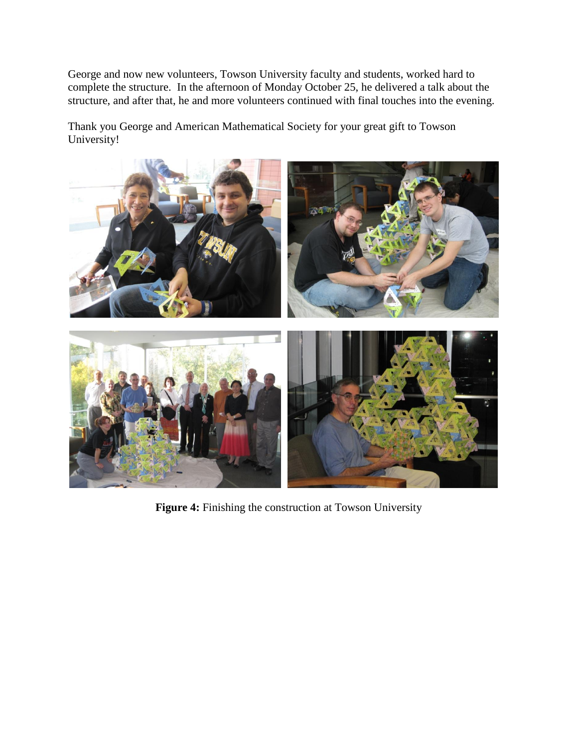George and now new volunteers, Towson University faculty and students, worked hard to complete the structure. In the afternoon of Monday October 25, he delivered a talk about the structure, and after that, he and more volunteers continued with final touches into the evening.

Thank you George and American Mathematical Society for your great gift to Towson University!

**Figure 4:** Finishing the construction at Towson University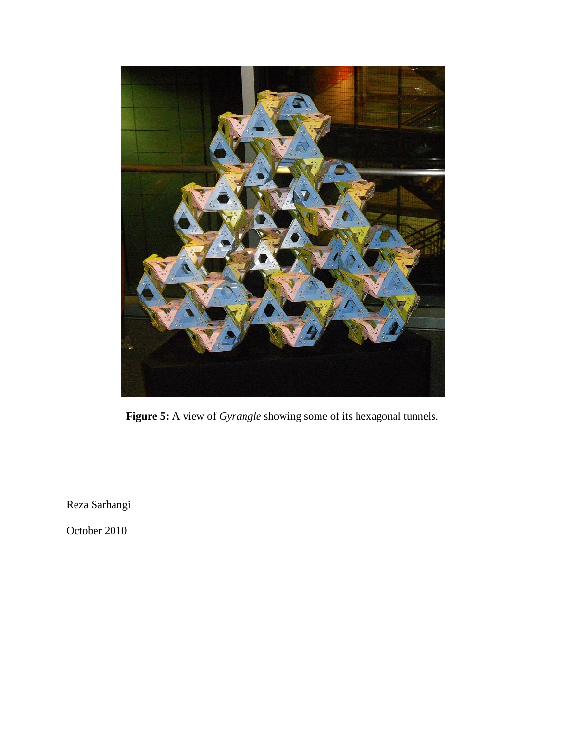**Figure 5:** A view of *Gyrangle* showing some of its hexagonal tunnels.

Reza Sarhangi

October 2010